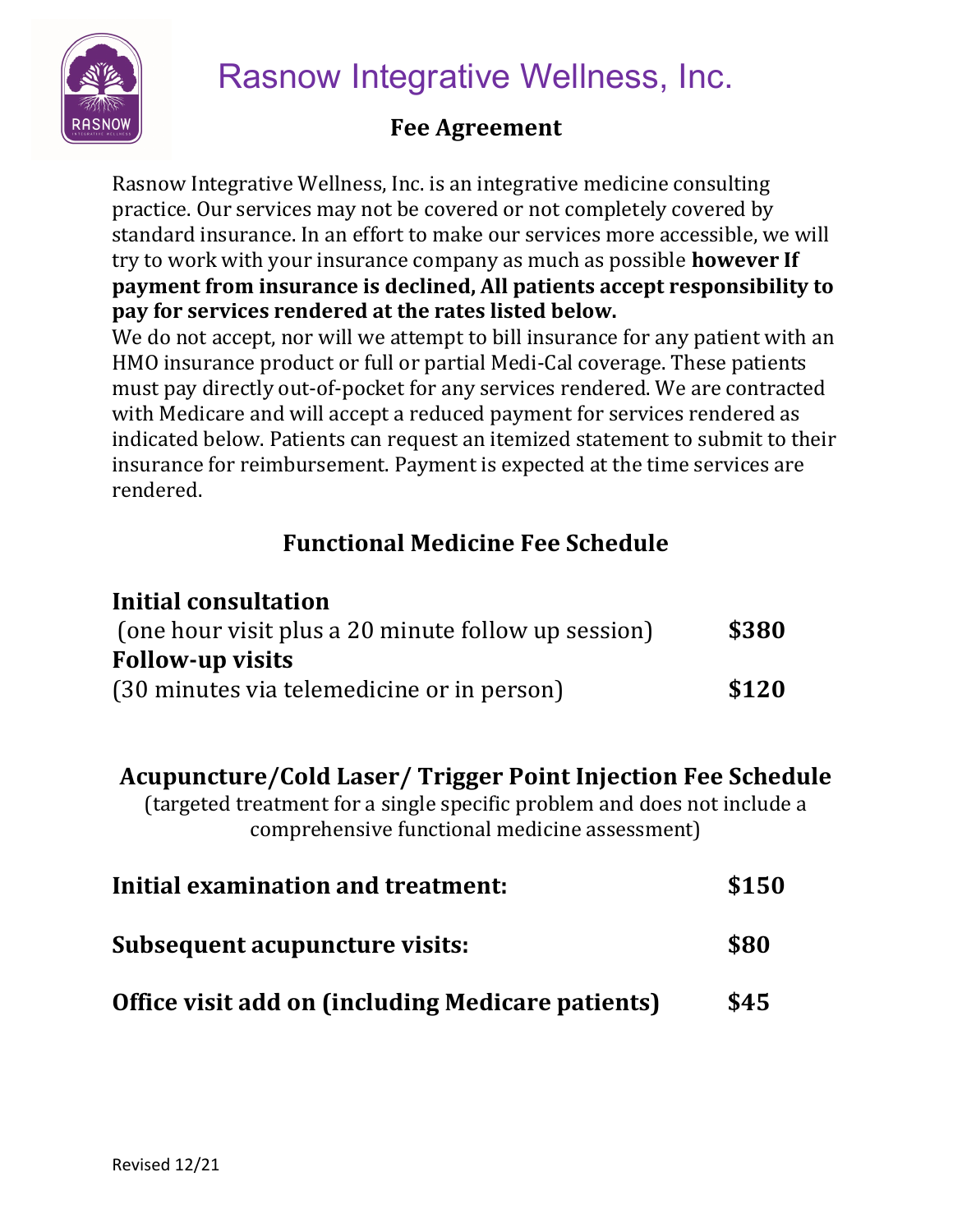# Rasnow Integrative Wellness, Inc.

## Fee Agreement

Rasnow Integrative Wellness, Inc. is an integrative medicine consulting practice. Our services may not be covered or not completely covered by standard insurance. In an effort to make our services more accessible, we will try to work with your insurance company as much as possible **however If payment from insurance is declined, All patients accept responsibility to pay for services rendered at the rates listed below.**

We do not accept, nor will we attempt to bill insurance for any patient with an HMO insurance product or full or partial Medi-Cal coverage. These patients must pay directly out-of-pocket for any services rendered. We are contracted with Medicare and will accept a reduced payment for services rendered as indicated below. Patients can request an itemized statement to submit to their insurance for reimbursement. Payment is expected at the time services are rendered.

## Functional Medicine Fee Schedule

| | |
|---|---|
| **Initial consultation** (one hour visit plus a 20 minute follow up session) | **$380** |
| **Follow-up visits** (30 minutes via telemedicine or in person) | **$120** |

## Acupuncture/Cold Laser/ Trigger Point Injection Fee Schedule

(targeted treatment for a single specific problem and does not include a comprehensive functional medicine assessment)

| | |
|---|---|
| **Initial examination and treatment:** | **$150** |
| **Subsequent acupuncture visits:** | **$80** |
| **Office visit add on (including Medicare patients)** | **$45** |

Revised 12/21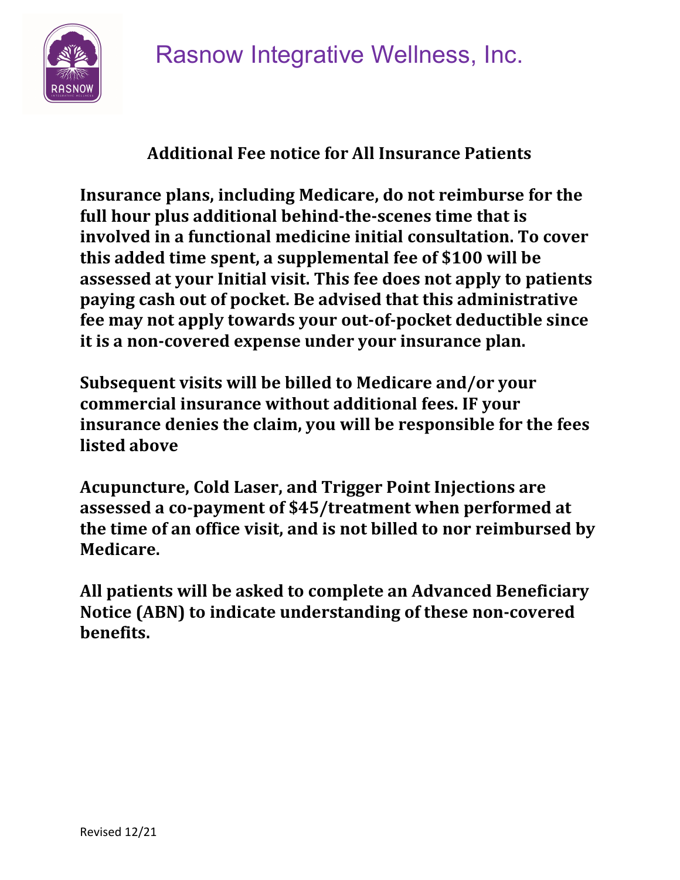# Rasnow Integrative Wellness, Inc.

## Additional Fee notice for All Insurance Patients

**Insurance plans, including Medicare, do not reimburse for the full hour plus additional behind-the-scenes time that is involved in a functional medicine initial consultation. To cover this added time spent, a supplemental fee of $100 will be assessed at your Initial visit. This fee does not apply to patients paying cash out of pocket. Be advised that this administrative fee may not apply towards your out-of-pocket deductible since it is a non-covered expense under your insurance plan.**

**Subsequent visits will be billed to Medicare and/or your commercial insurance without additional fees. IF your insurance denies the claim, you will be responsible for the fees listed above**

**Acupuncture, Cold Laser, and Trigger Point Injections are assessed a co-payment of $45/treatment when performed at the time of an office visit, and is not billed to nor reimbursed by Medicare.**

**All patients will be asked to complete an Advanced Beneficiary Notice (ABN) to indicate understanding of these non-covered benefits.**

Revised 12/21